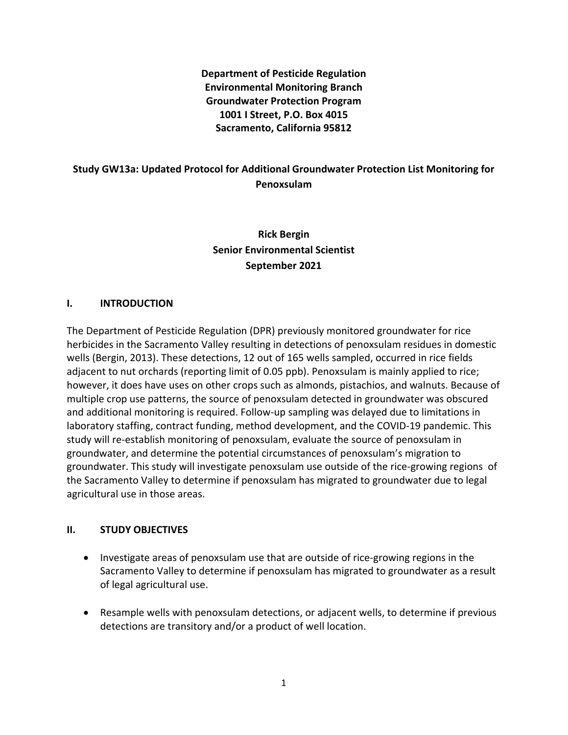**Department of Pesticide Regulation**
**Environmental Monitoring Branch**
**Groundwater Protection Program**
**1001 I Street, P.O. Box 4015**
**Sacramento, California 95812**

# Study GW13a: Updated Protocol for Additional Groundwater Protection List Monitoring for Penoxsulam

**Rick Bergin**
**Senior Environmental Scientist**
**September 2021**

## I. INTRODUCTION

The Department of Pesticide Regulation (DPR) previously monitored groundwater for rice herbicides in the Sacramento Valley resulting in detections of penoxsulam residues in domestic wells (Bergin, 2013). These detections, 12 out of 165 wells sampled, occurred in rice fields adjacent to nut orchards (reporting limit of 0.05 ppb). Penoxsulam is mainly applied to rice; however, it does have uses on other crops such as almonds, pistachios, and walnuts. Because of multiple crop use patterns, the source of penoxsulam detected in groundwater was obscured and additional monitoring is required. Follow-up sampling was delayed due to limitations in laboratory staffing, contract funding, method development, and the COVID-19 pandemic. This study will re-establish monitoring of penoxsulam, evaluate the source of penoxsulam in groundwater, and determine the potential circumstances of penoxsulam's migration to groundwater. This study will investigate penoxsulam use outside of the rice-growing regions of the Sacramento Valley to determine if penoxsulam has migrated to groundwater due to legal agricultural use in those areas.

## II. STUDY OBJECTIVES

- Investigate areas of penoxsulam use that are outside of rice-growing regions in the Sacramento Valley to determine if penoxsulam has migrated to groundwater as a result of legal agricultural use.
- Resample wells with penoxsulam detections, or adjacent wells, to determine if previous detections are transitory and/or a product of well location.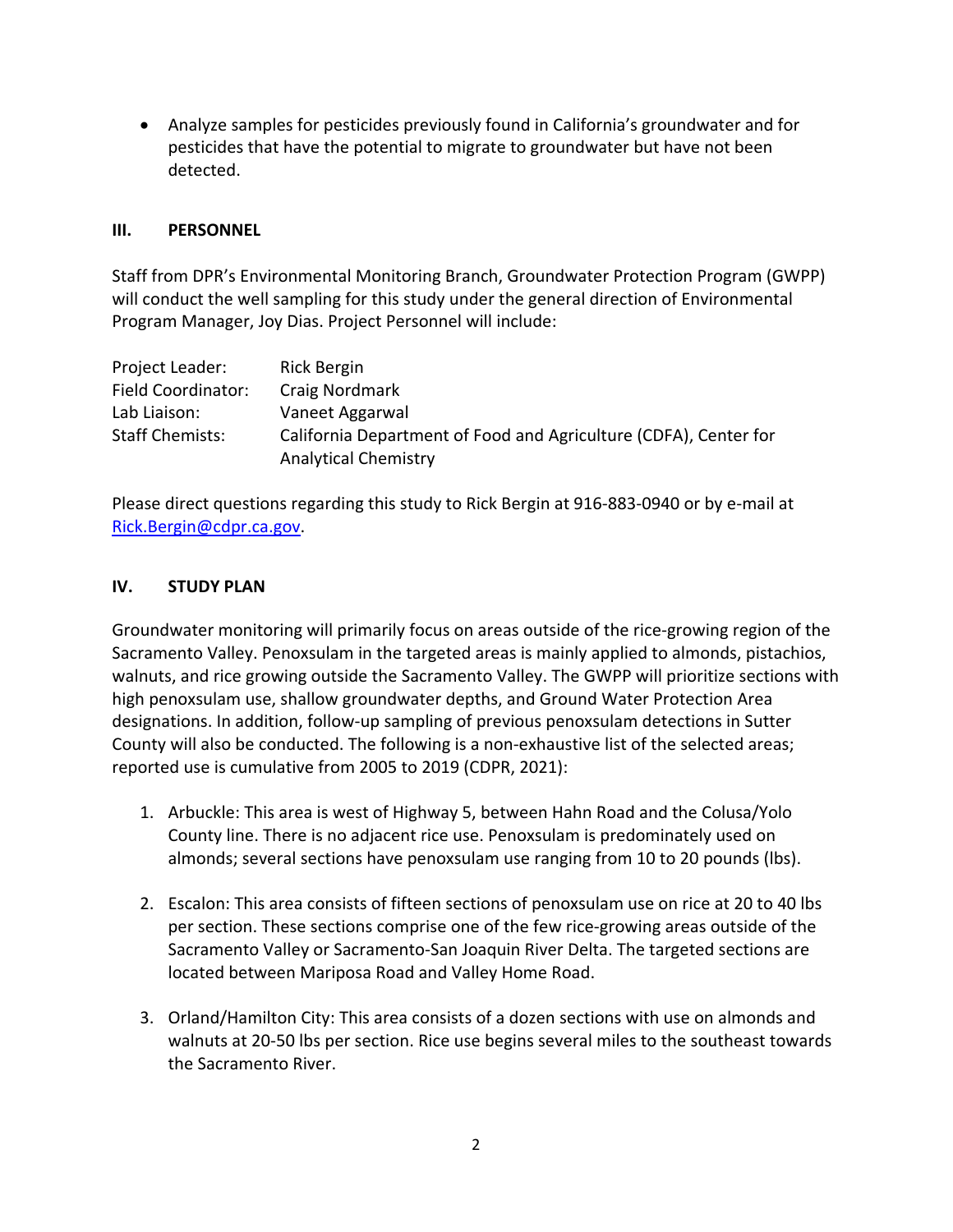- Analyze samples for pesticides previously found in California's groundwater and for pesticides that have the potential to migrate to groundwater but have not been detected.

## III. PERSONNEL

Staff from DPR's Environmental Monitoring Branch, Groundwater Protection Program (GWPP) will conduct the well sampling for this study under the general direction of Environmental Program Manager, Joy Dias. Project Personnel will include:

| | |
|---|---|
| Project Leader: | Rick Bergin |
| Field Coordinator: | Craig Nordmark |
| Lab Liaison: | Vaneet Aggarwal |
| Staff Chemists: | California Department of Food and Agriculture (CDFA), Center for Analytical Chemistry |

Please direct questions regarding this study to Rick Bergin at 916-883-0940 or by e-mail at [Rick.Bergin@cdpr.ca.gov](mailto:Rick.Bergin@cdpr.ca.gov).

## IV. STUDY PLAN

Groundwater monitoring will primarily focus on areas outside of the rice-growing region of the Sacramento Valley. Penoxsulam in the targeted areas is mainly applied to almonds, pistachios, walnuts, and rice growing outside the Sacramento Valley. The GWPP will prioritize sections with high penoxsulam use, shallow groundwater depths, and Ground Water Protection Area designations. In addition, follow-up sampling of previous penoxsulam detections in Sutter County will also be conducted. The following is a non-exhaustive list of the selected areas; reported use is cumulative from 2005 to 2019 (CDPR, 2021):

1. Arbuckle: This area is west of Highway 5, between Hahn Road and the Colusa/Yolo County line. There is no adjacent rice use. Penoxsulam is predominately used on almonds; several sections have penoxsulam use ranging from 10 to 20 pounds (lbs).

2. Escalon: This area consists of fifteen sections of penoxsulam use on rice at 20 to 40 lbs per section. These sections comprise one of the few rice-growing areas outside of the Sacramento Valley or Sacramento-San Joaquin River Delta. The targeted sections are located between Mariposa Road and Valley Home Road.

3. Orland/Hamilton City: This area consists of a dozen sections with use on almonds and walnuts at 20-50 lbs per section. Rice use begins several miles to the southeast towards the Sacramento River.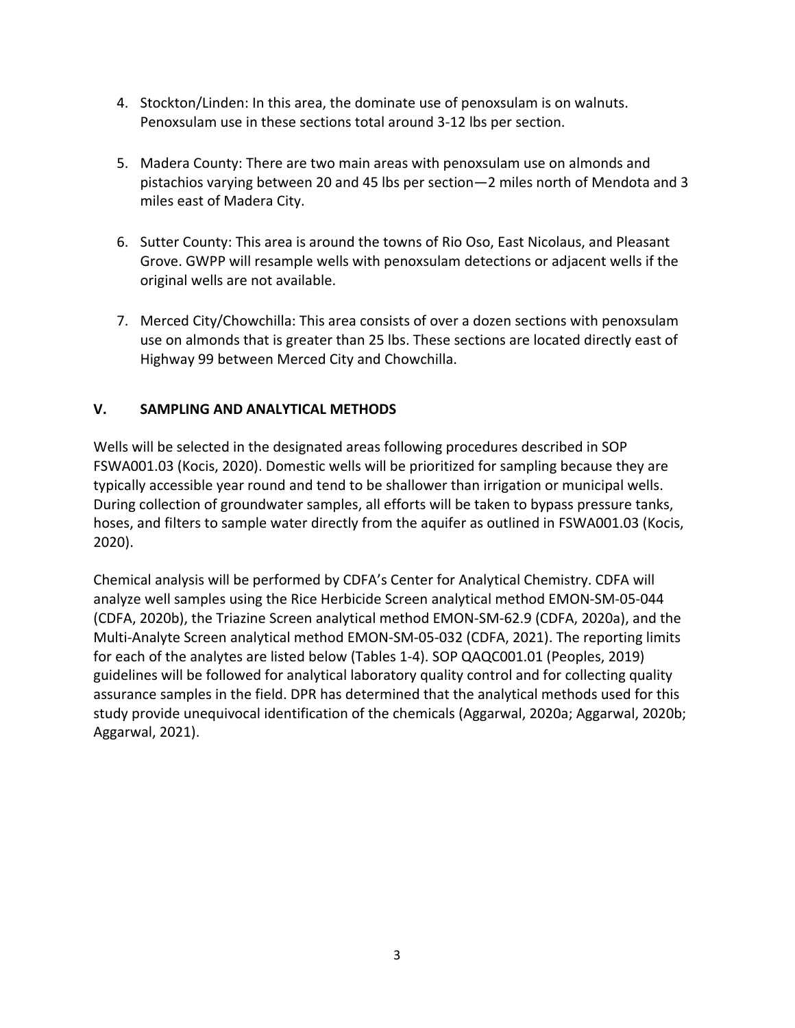4. Stockton/Linden: In this area, the dominate use of penoxsulam is on walnuts. Penoxsulam use in these sections total around 3-12 lbs per section.

5. Madera County: There are two main areas with penoxsulam use on almonds and pistachios varying between 20 and 45 lbs per section—2 miles north of Mendota and 3 miles east of Madera City.

6. Sutter County: This area is around the towns of Rio Oso, East Nicolaus, and Pleasant Grove. GWPP will resample wells with penoxsulam detections or adjacent wells if the original wells are not available.

7. Merced City/Chowchilla: This area consists of over a dozen sections with penoxsulam use on almonds that is greater than 25 lbs. These sections are located directly east of Highway 99 between Merced City and Chowchilla.

## V. SAMPLING AND ANALYTICAL METHODS

Wells will be selected in the designated areas following procedures described in SOP FSWA001.03 (Kocis, 2020). Domestic wells will be prioritized for sampling because they are typically accessible year round and tend to be shallower than irrigation or municipal wells. During collection of groundwater samples, all efforts will be taken to bypass pressure tanks, hoses, and filters to sample water directly from the aquifer as outlined in FSWA001.03 (Kocis, 2020).

Chemical analysis will be performed by CDFA's Center for Analytical Chemistry. CDFA will analyze well samples using the Rice Herbicide Screen analytical method EMON-SM-05-044 (CDFA, 2020b), the Triazine Screen analytical method EMON-SM-62.9 (CDFA, 2020a), and the Multi-Analyte Screen analytical method EMON-SM-05-032 (CDFA, 2021). The reporting limits for each of the analytes are listed below (Tables 1-4). SOP QAQC001.01 (Peoples, 2019) guidelines will be followed for analytical laboratory quality control and for collecting quality assurance samples in the field. DPR has determined that the analytical methods used for this study provide unequivocal identification of the chemicals (Aggarwal, 2020a; Aggarwal, 2020b; Aggarwal, 2021).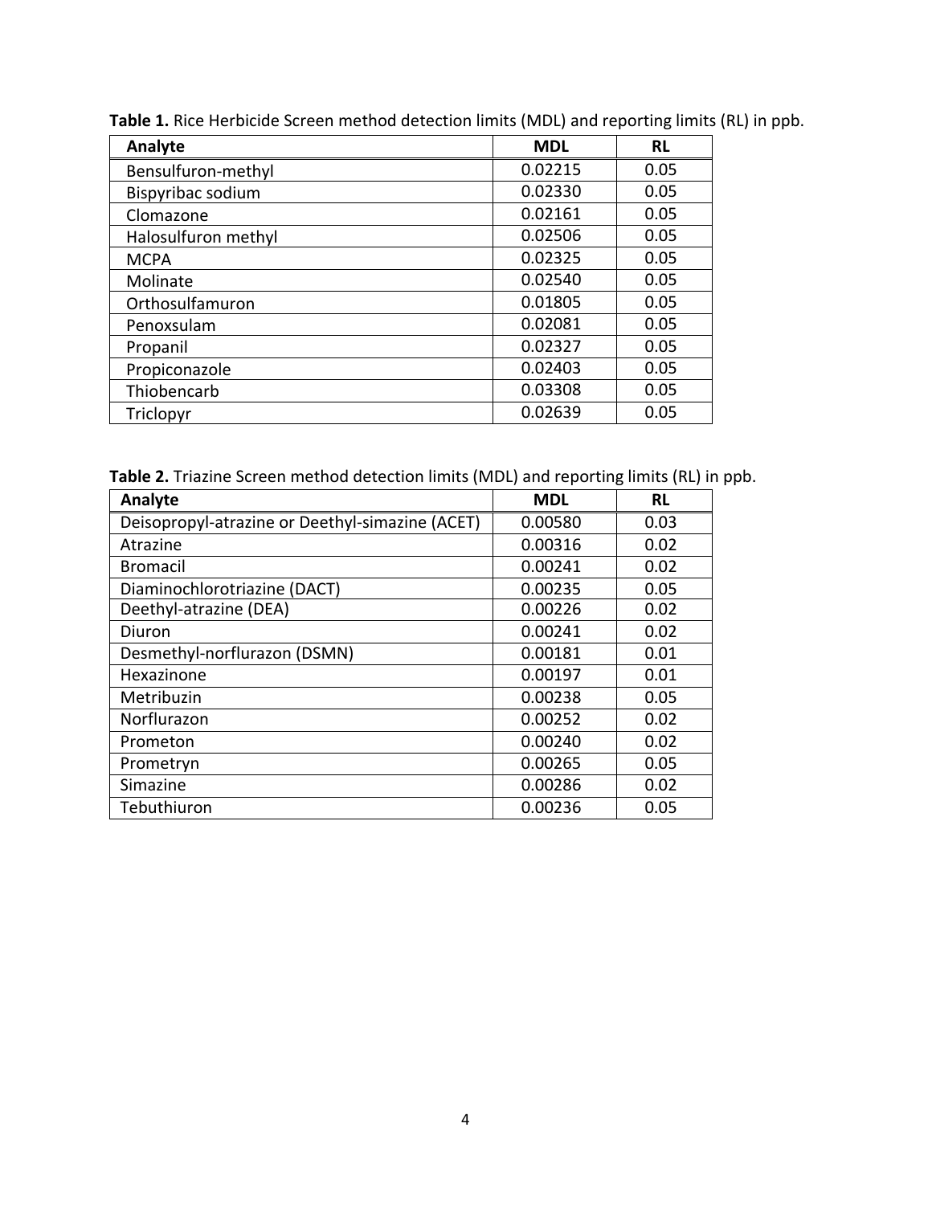**Table 1.** Rice Herbicide Screen method detection limits (MDL) and reporting limits (RL) in ppb.

| Analyte | MDL | RL |
|---|---|---|
| Bensulfuron-methyl | 0.02215 | 0.05 |
| Bispyribac sodium | 0.02330 | 0.05 |
| Clomazone | 0.02161 | 0.05 |
| Halosulfuron methyl | 0.02506 | 0.05 |
| MCPA | 0.02325 | 0.05 |
| Molinate | 0.02540 | 0.05 |
| Orthosulfamuron | 0.01805 | 0.05 |
| Penoxsulam | 0.02081 | 0.05 |
| Propanil | 0.02327 | 0.05 |
| Propiconazole | 0.02403 | 0.05 |
| Thiobencarb | 0.03308 | 0.05 |
| Triclopyr | 0.02639 | 0.05 |

**Table 2.** Triazine Screen method detection limits (MDL) and reporting limits (RL) in ppb.

| Analyte | MDL | RL |
|---|---|---|
| Deisopropyl-atrazine or Deethyl-simazine (ACET) | 0.00580 | 0.03 |
| Atrazine | 0.00316 | 0.02 |
| Bromacil | 0.00241 | 0.02 |
| Diaminochlorotriazine (DACT) | 0.00235 | 0.05 |
| Deethyl-atrazine (DEA) | 0.00226 | 0.02 |
| Diuron | 0.00241 | 0.02 |
| Desmethyl-norflurazon (DSMN) | 0.00181 | 0.01 |
| Hexazinone | 0.00197 | 0.01 |
| Metribuzin | 0.00238 | 0.05 |
| Norflurazon | 0.00252 | 0.02 |
| Prometon | 0.00240 | 0.02 |
| Prometryn | 0.00265 | 0.05 |
| Simazine | 0.00286 | 0.02 |
| Tebuthiuron | 0.00236 | 0.05 |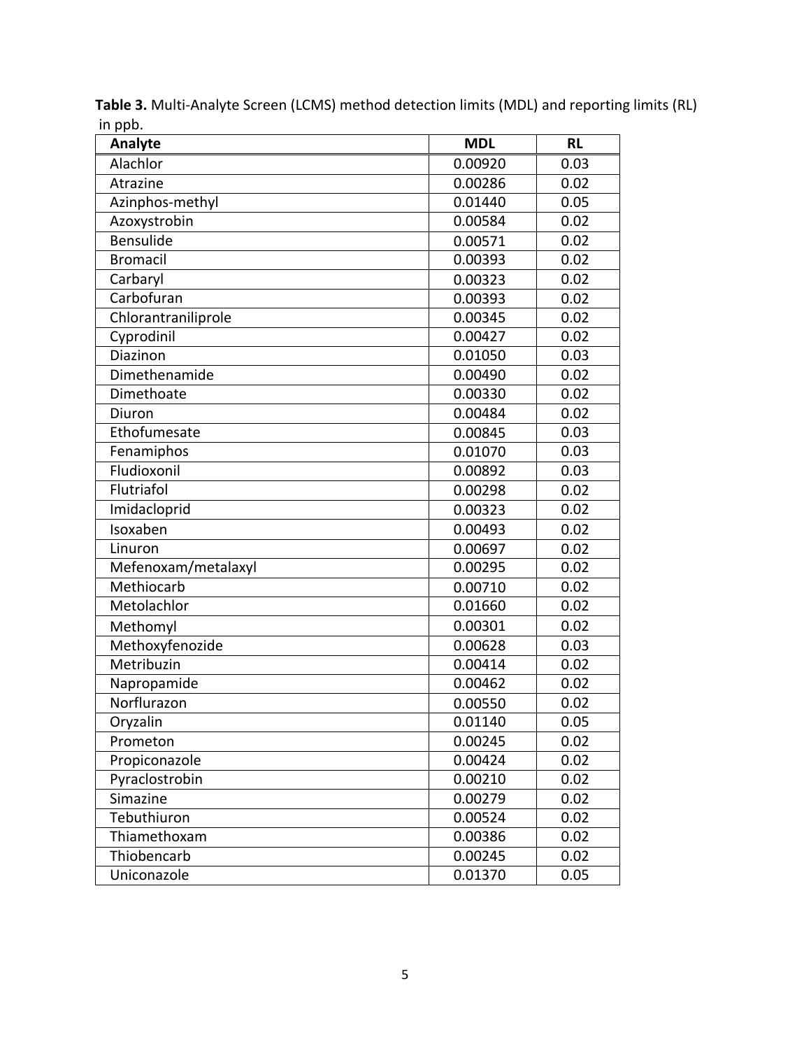**Table 3.** Multi-Analyte Screen (LCMS) method detection limits (MDL) and reporting limits (RL) in ppb.

| Analyte | MDL | RL |
|---|---|---|
| Alachlor | 0.00920 | 0.03 |
| Atrazine | 0.00286 | 0.02 |
| Azinphos-methyl | 0.01440 | 0.05 |
| Azoxystrobin | 0.00584 | 0.02 |
| Bensulide | 0.00571 | 0.02 |
| Bromacil | 0.00393 | 0.02 |
| Carbaryl | 0.00323 | 0.02 |
| Carbofuran | 0.00393 | 0.02 |
| Chlorantraniliprole | 0.00345 | 0.02 |
| Cyprodinil | 0.00427 | 0.02 |
| Diazinon | 0.01050 | 0.03 |
| Dimethenamide | 0.00490 | 0.02 |
| Dimethoate | 0.00330 | 0.02 |
| Diuron | 0.00484 | 0.02 |
| Ethofumesate | 0.00845 | 0.03 |
| Fenamiphos | 0.01070 | 0.03 |
| Fludioxonil | 0.00892 | 0.03 |
| Flutriafol | 0.00298 | 0.02 |
| Imidacloprid | 0.00323 | 0.02 |
| Isoxaben | 0.00493 | 0.02 |
| Linuron | 0.00697 | 0.02 |
| Mefenoxam/metalaxyl | 0.00295 | 0.02 |
| Methiocarb | 0.00710 | 0.02 |
| Metolachlor | 0.01660 | 0.02 |
| Methomyl | 0.00301 | 0.02 |
| Methoxyfenozide | 0.00628 | 0.03 |
| Metribuzin | 0.00414 | 0.02 |
| Napropamide | 0.00462 | 0.02 |
| Norflurazon | 0.00550 | 0.02 |
| Oryzalin | 0.01140 | 0.05 |
| Prometon | 0.00245 | 0.02 |
| Propiconazole | 0.00424 | 0.02 |
| Pyraclostrobin | 0.00210 | 0.02 |
| Simazine | 0.00279 | 0.02 |
| Tebuthiuron | 0.00524 | 0.02 |
| Thiamethoxam | 0.00386 | 0.02 |
| Thiobencarb | 0.00245 | 0.02 |
| Uniconazole | 0.01370 | 0.05 |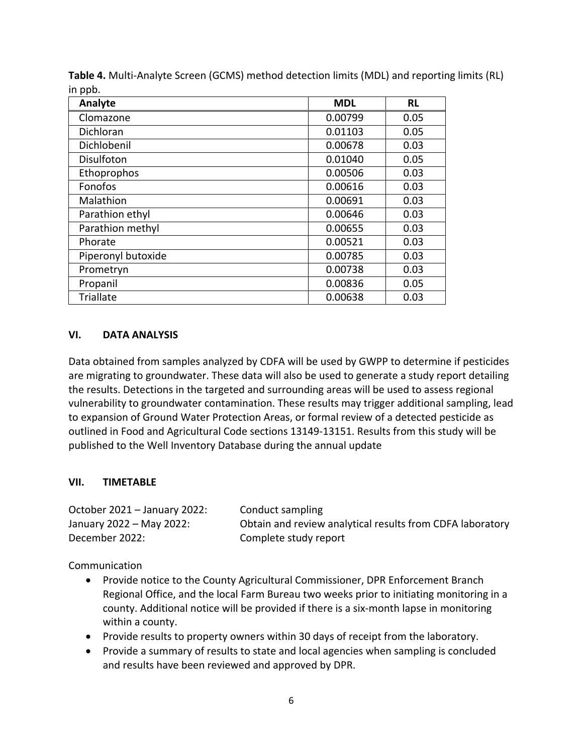**Table 4.** Multi-Analyte Screen (GCMS) method detection limits (MDL) and reporting limits (RL) in ppb.

| Analyte | MDL | RL |
|---|---|---|
| Clomazone | 0.00799 | 0.05 |
| Dichloran | 0.01103 | 0.05 |
| Dichlobenil | 0.00678 | 0.03 |
| Disulfoton | 0.01040 | 0.05 |
| Ethoprophos | 0.00506 | 0.03 |
| Fonofos | 0.00616 | 0.03 |
| Malathion | 0.00691 | 0.03 |
| Parathion ethyl | 0.00646 | 0.03 |
| Parathion methyl | 0.00655 | 0.03 |
| Phorate | 0.00521 | 0.03 |
| Piperonyl butoxide | 0.00785 | 0.03 |
| Prometryn | 0.00738 | 0.03 |
| Propanil | 0.00836 | 0.05 |
| Triallate | 0.00638 | 0.03 |

## VI. DATA ANALYSIS

Data obtained from samples analyzed by CDFA will be used by GWPP to determine if pesticides are migrating to groundwater. These data will also be used to generate a study report detailing the results. Detections in the targeted and surrounding areas will be used to assess regional vulnerability to groundwater contamination. These results may trigger additional sampling, lead to expansion of Ground Water Protection Areas, or formal review of a detected pesticide as outlined in Food and Agricultural Code sections 13149-13151. Results from this study will be published to the Well Inventory Database during the annual update

## VII. TIMETABLE

October 2021 – January 2022: Conduct sampling
January 2022 – May 2022: Obtain and review analytical results from CDFA laboratory
December 2022: Complete study report

Communication

- Provide notice to the County Agricultural Commissioner, DPR Enforcement Branch Regional Office, and the local Farm Bureau two weeks prior to initiating monitoring in a county. Additional notice will be provided if there is a six-month lapse in monitoring within a county.
- Provide results to property owners within 30 days of receipt from the laboratory.
- Provide a summary of results to state and local agencies when sampling is concluded and results have been reviewed and approved by DPR.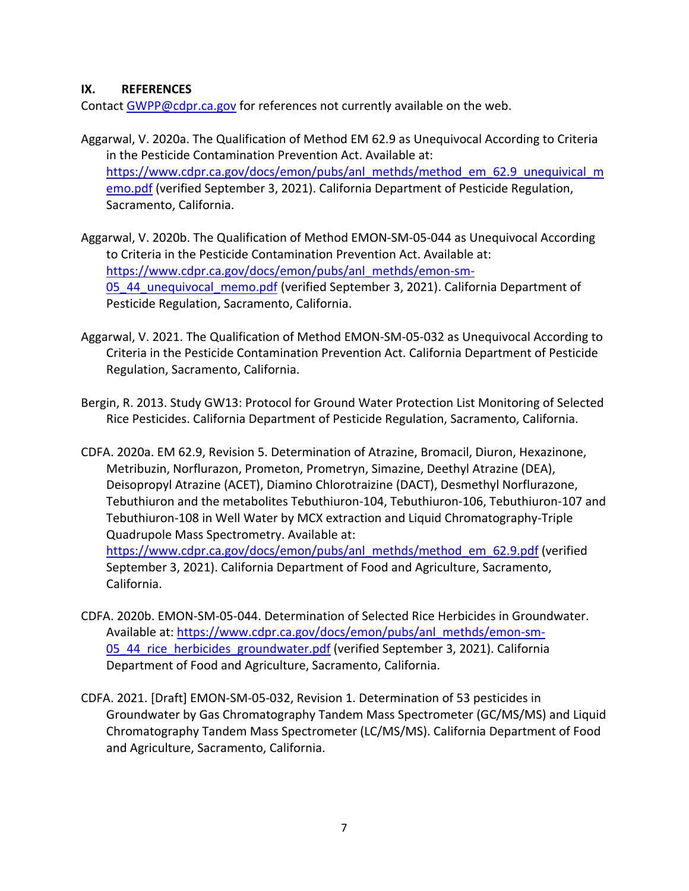## IX. REFERENCES

Contact GWPP@cdpr.ca.gov for references not currently available on the web.

Aggarwal, V. 2020a. The Qualification of Method EM 62.9 as Unequivocal According to Criteria in the Pesticide Contamination Prevention Act. Available at: https://www.cdpr.ca.gov/docs/emon/pubs/anl_methds/method_em_62.9_unequivical_memo.pdf (verified September 3, 2021). California Department of Pesticide Regulation, Sacramento, California.

Aggarwal, V. 2020b. The Qualification of Method EMON-SM-05-044 as Unequivocal According to Criteria in the Pesticide Contamination Prevention Act. Available at: https://www.cdpr.ca.gov/docs/emon/pubs/anl_methds/emon-sm-05_44_unequivocal_memo.pdf (verified September 3, 2021). California Department of Pesticide Regulation, Sacramento, California.

Aggarwal, V. 2021. The Qualification of Method EMON-SM-05-032 as Unequivocal According to Criteria in the Pesticide Contamination Prevention Act. California Department of Pesticide Regulation, Sacramento, California.

Bergin, R. 2013. Study GW13: Protocol for Ground Water Protection List Monitoring of Selected Rice Pesticides. California Department of Pesticide Regulation, Sacramento, California.

CDFA. 2020a. EM 62.9, Revision 5. Determination of Atrazine, Bromacil, Diuron, Hexazinone, Metribuzin, Norflurazon, Prometon, Prometryn, Simazine, Deethyl Atrazine (DEA), Deisopropyl Atrazine (ACET), Diamino Chlorotraizine (DACT), Desmethyl Norflurazone, Tebuthiuron and the metabolites Tebuthiuron-104, Tebuthiuron-106, Tebuthiuron-107 and Tebuthiuron-108 in Well Water by MCX extraction and Liquid Chromatography-Triple Quadrupole Mass Spectrometry. Available at: https://www.cdpr.ca.gov/docs/emon/pubs/anl_methds/method_em_62.9.pdf (verified September 3, 2021). California Department of Food and Agriculture, Sacramento, California.

CDFA. 2020b. EMON-SM-05-044. Determination of Selected Rice Herbicides in Groundwater. Available at: https://www.cdpr.ca.gov/docs/emon/pubs/anl_methds/emon-sm-05_44_rice_herbicides_groundwater.pdf (verified September 3, 2021). California Department of Food and Agriculture, Sacramento, California.

CDFA. 2021. [Draft] EMON-SM-05-032, Revision 1. Determination of 53 pesticides in Groundwater by Gas Chromatography Tandem Mass Spectrometer (GC/MS/MS) and Liquid Chromatography Tandem Mass Spectrometer (LC/MS/MS). California Department of Food and Agriculture, Sacramento, California.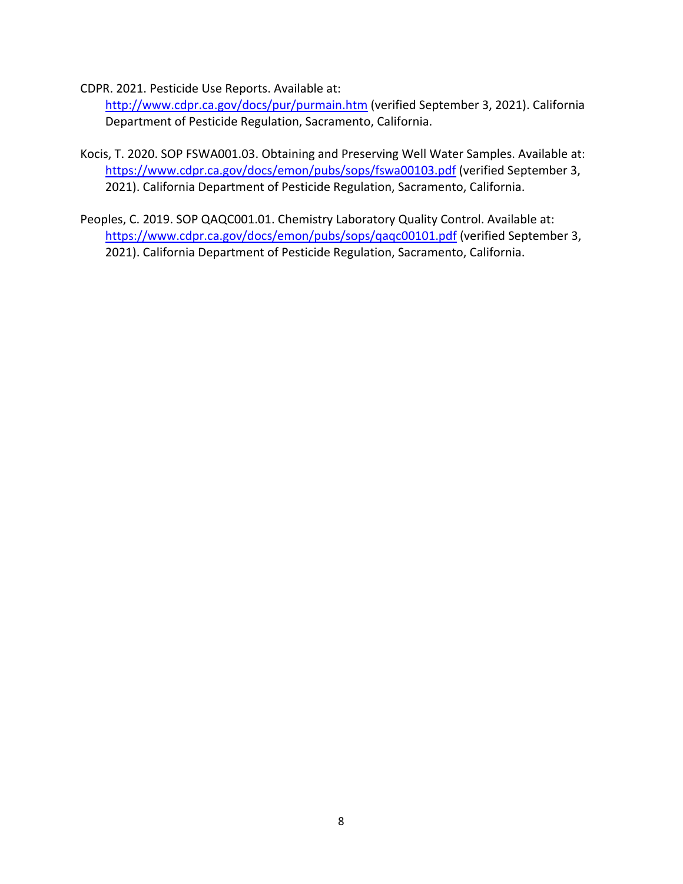CDPR. 2021. Pesticide Use Reports. Available at: http://www.cdpr.ca.gov/docs/pur/purmain.htm (verified September 3, 2021). California Department of Pesticide Regulation, Sacramento, California.

Kocis, T. 2020. SOP FSWA001.03. Obtaining and Preserving Well Water Samples. Available at: https://www.cdpr.ca.gov/docs/emon/pubs/sops/fswa00103.pdf (verified September 3, 2021). California Department of Pesticide Regulation, Sacramento, California.

Peoples, C. 2019. SOP QAQC001.01. Chemistry Laboratory Quality Control. Available at: https://www.cdpr.ca.gov/docs/emon/pubs/sops/qaqc00101.pdf (verified September 3, 2021). California Department of Pesticide Regulation, Sacramento, California.